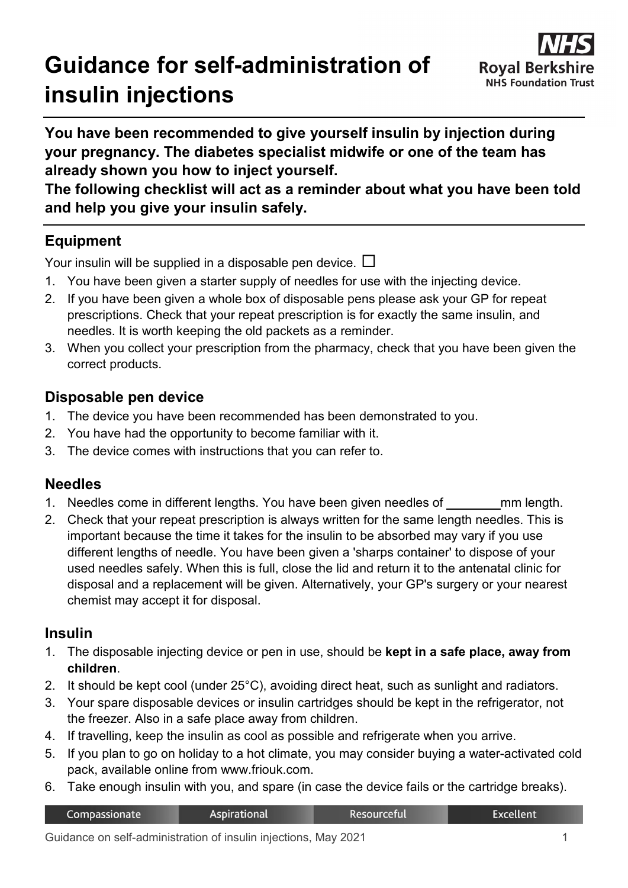# Guidance for self-administration of insulin injections

Royal Berkshire NHS Foundation Trust

**You have been recommended to give yourself insulin by injection during your pregnancy. The diabetes specialist midwife or one of the team has already shown you how to inject yourself.**
**The following checklist will act as a reminder about what you have been told and help you give your insulin safely.**

## Equipment

Your insulin will be supplied in a disposable pen device. ☐

1. You have been given a starter supply of needles for use with the injecting device.
2. If you have been given a whole box of disposable pens please ask your GP for repeat prescriptions. Check that your repeat prescription is for exactly the same insulin, and needles. It is worth keeping the old packets as a reminder.
3. When you collect your prescription from the pharmacy, check that you have been given the correct products.

## Disposable pen device

1. The device you have been recommended has been demonstrated to you.
2. You have had the opportunity to become familiar with it.
3. The device comes with instructions that you can refer to.

## Needles

1. Needles come in different lengths. You have been given needles of ________mm length.
2. Check that your repeat prescription is always written for the same length needles. This is important because the time it takes for the insulin to be absorbed may vary if you use different lengths of needle. You have been given a 'sharps container' to dispose of your used needles safely. When this is full, close the lid and return it to the antenatal clinic for disposal and a replacement will be given. Alternatively, your GP's surgery or your nearest chemist may accept it for disposal.

## Insulin

1. The disposable injecting device or pen in use, should be **kept in a safe place, away from children**.
2. It should be kept cool (under 25°C), avoiding direct heat, such as sunlight and radiators.
3. Your spare disposable devices or insulin cartridges should be kept in the refrigerator, not the freezer. Also in a safe place away from children.
4. If travelling, keep the insulin as cool as possible and refrigerate when you arrive.
5. If you plan to go on holiday to a hot climate, you may consider buying a water-activated cold pack, available online from www.friouk.com.
6. Take enough insulin with you, and spare (in case the device fails or the cartridge breaks).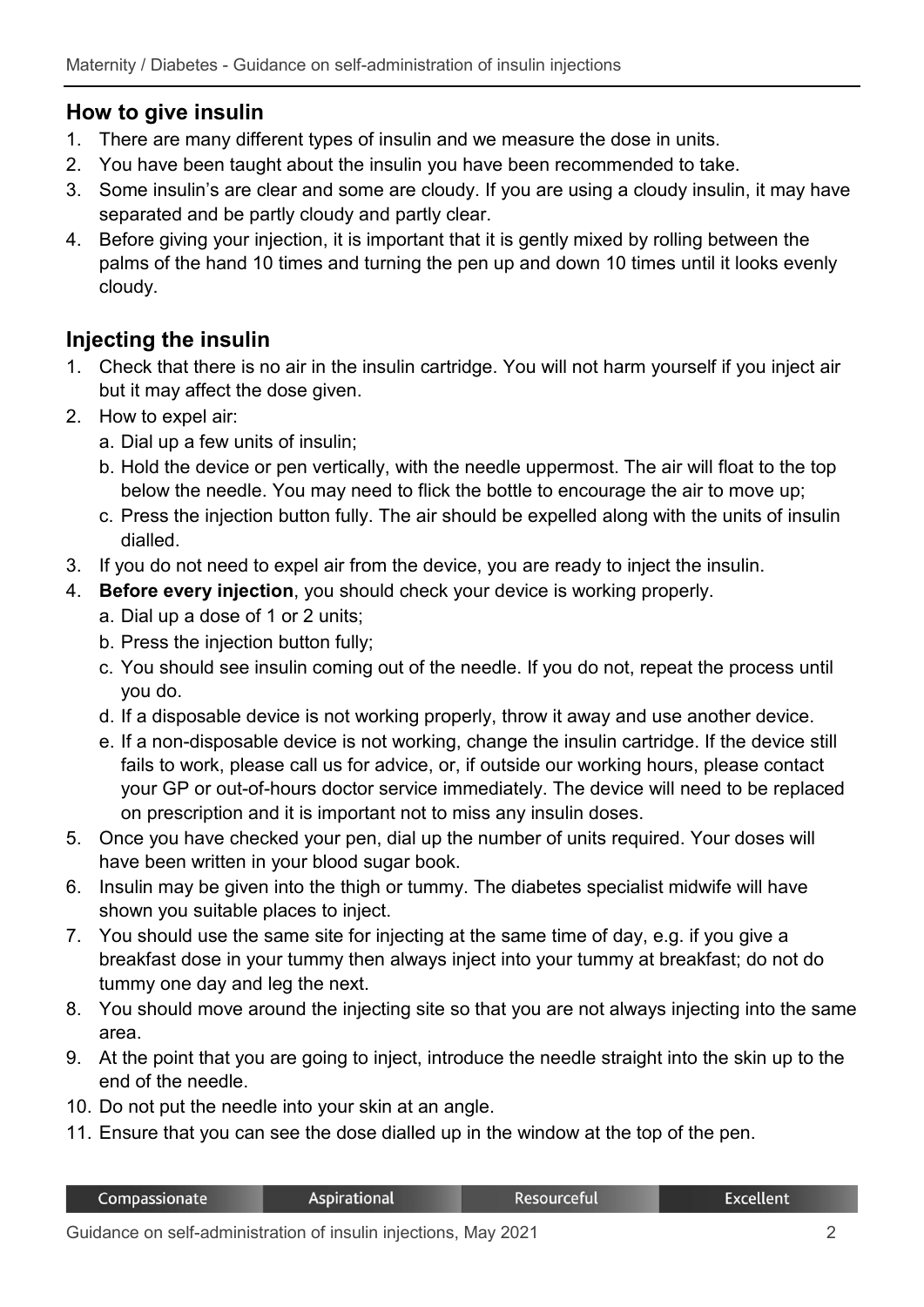## How to give insulin

1. There are many different types of insulin and we measure the dose in units.
2. You have been taught about the insulin you have been recommended to take.
3. Some insulin's are clear and some are cloudy. If you are using a cloudy insulin, it may have separated and be partly cloudy and partly clear.
4. Before giving your injection, it is important that it is gently mixed by rolling between the palms of the hand 10 times and turning the pen up and down 10 times until it looks evenly cloudy.

## Injecting the insulin

1. Check that there is no air in the insulin cartridge. You will not harm yourself if you inject air but it may affect the dose given.
2. How to expel air:
   a. Dial up a few units of insulin;
   b. Hold the device or pen vertically, with the needle uppermost. The air will float to the top below the needle. You may need to flick the bottle to encourage the air to move up;
   c. Press the injection button fully. The air should be expelled along with the units of insulin dialled.
3. If you do not need to expel air from the device, you are ready to inject the insulin.
4. **Before every injection**, you should check your device is working properly.
   a. Dial up a dose of 1 or 2 units;
   b. Press the injection button fully;
   c. You should see insulin coming out of the needle. If you do not, repeat the process until you do.
   d. If a disposable device is not working properly, throw it away and use another device.
   e. If a non-disposable device is not working, change the insulin cartridge. If the device still fails to work, please call us for advice, or, if outside our working hours, please contact your GP or out-of-hours doctor service immediately. The device will need to be replaced on prescription and it is important not to miss any insulin doses.
5. Once you have checked your pen, dial up the number of units required. Your doses will have been written in your blood sugar book.
6. Insulin may be given into the thigh or tummy. The diabetes specialist midwife will have shown you suitable places to inject.
7. You should use the same site for injecting at the same time of day, e.g. if you give a breakfast dose in your tummy then always inject into your tummy at breakfast; do not do tummy one day and leg the next.
8. You should move around the injecting site so that you are not always injecting into the same area.
9. At the point that you are going to inject, introduce the needle straight into the skin up to the end of the needle.
10. Do not put the needle into your skin at an angle.
11. Ensure that you can see the dose dialled up in the window at the top of the pen.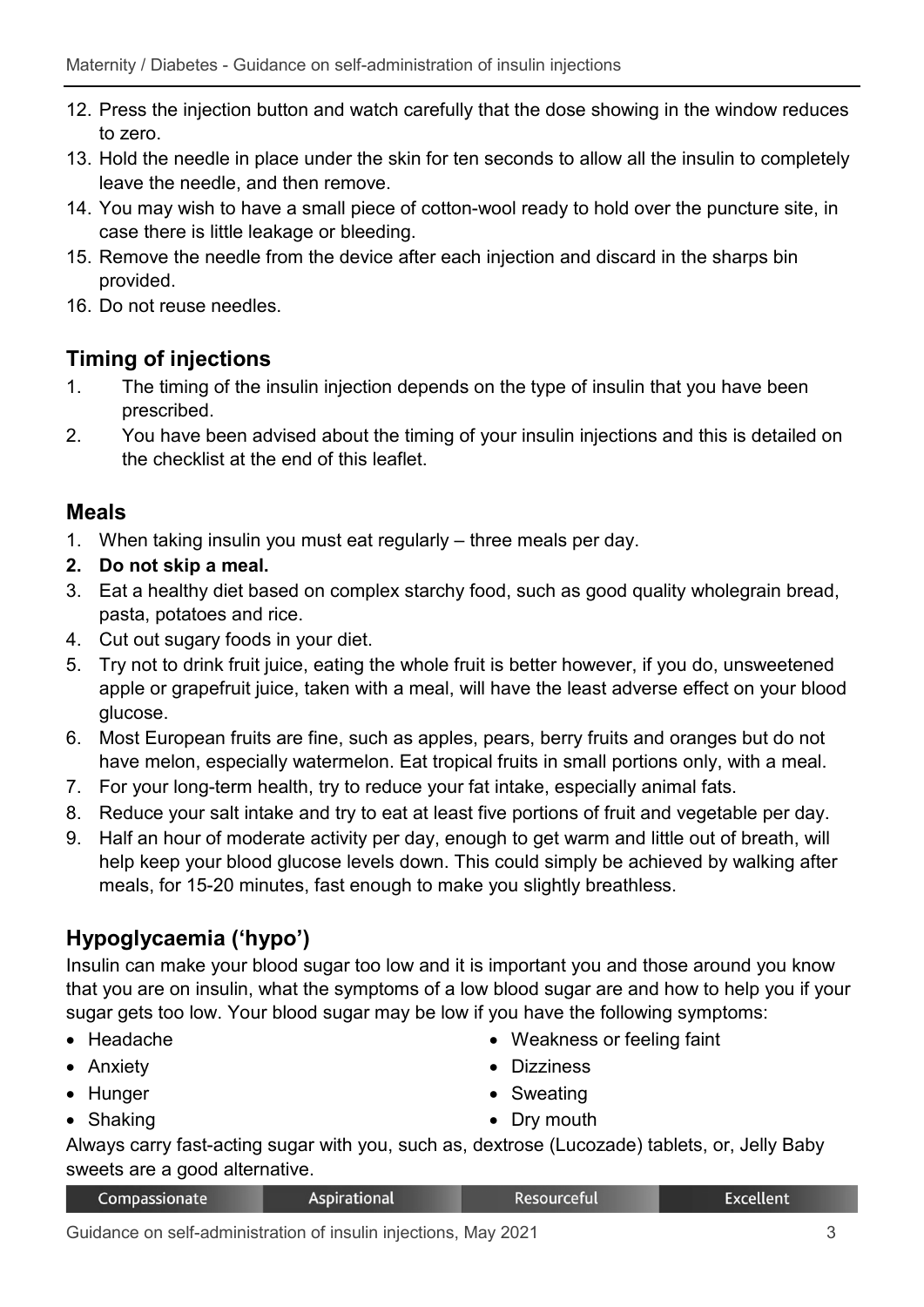12. Press the injection button and watch carefully that the dose showing in the window reduces to zero.
13. Hold the needle in place under the skin for ten seconds to allow all the insulin to completely leave the needle, and then remove.
14. You may wish to have a small piece of cotton-wool ready to hold over the puncture site, in case there is little leakage or bleeding.
15. Remove the needle from the device after each injection and discard in the sharps bin provided.
16. Do not reuse needles.

## Timing of injections

1. The timing of the insulin injection depends on the type of insulin that you have been prescribed.
2. You have been advised about the timing of your insulin injections and this is detailed on the checklist at the end of this leaflet.

## Meals

1. When taking insulin you must eat regularly – three meals per day.
2. **Do not skip a meal.**
3. Eat a healthy diet based on complex starchy food, such as good quality wholegrain bread, pasta, potatoes and rice.
4. Cut out sugary foods in your diet.
5. Try not to drink fruit juice, eating the whole fruit is better however, if you do, unsweetened apple or grapefruit juice, taken with a meal, will have the least adverse effect on your blood glucose.
6. Most European fruits are fine, such as apples, pears, berry fruits and oranges but do not have melon, especially watermelon. Eat tropical fruits in small portions only, with a meal.
7. For your long-term health, try to reduce your fat intake, especially animal fats.
8. Reduce your salt intake and try to eat at least five portions of fruit and vegetable per day.
9. Half an hour of moderate activity per day, enough to get warm and little out of breath, will help keep your blood glucose levels down. This could simply be achieved by walking after meals, for 15-20 minutes, fast enough to make you slightly breathless.

## Hypoglycaemia ('hypo')

Insulin can make your blood sugar too low and it is important you and those around you know that you are on insulin, what the symptoms of a low blood sugar are and how to help you if your sugar gets too low. Your blood sugar may be low if you have the following symptoms:

- Headache
- Anxiety
- Hunger
- Shaking
- Weakness or feeling faint
- Dizziness
- Sweating
- Dry mouth

Always carry fast-acting sugar with you, such as, dextrose (Lucozade) tablets, or, Jelly Baby sweets are a good alternative.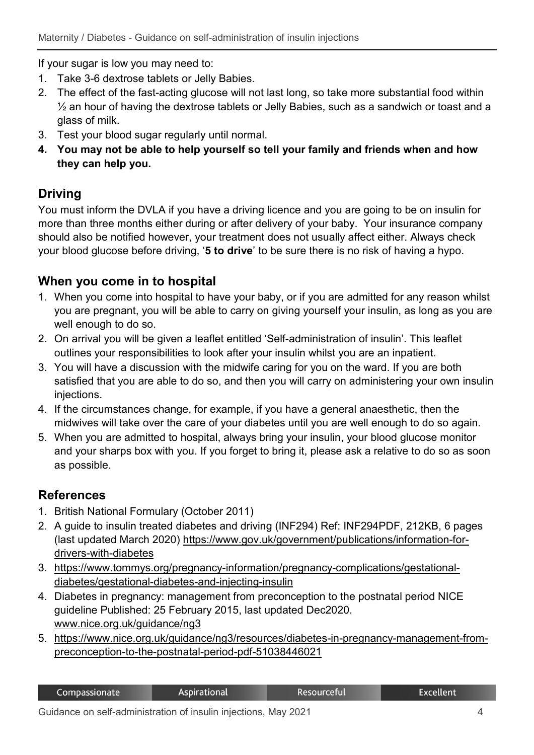If your sugar is low you may need to:

1. Take 3-6 dextrose tablets or Jelly Babies.
2. The effect of the fast-acting glucose will not last long, so take more substantial food within ½ an hour of having the dextrose tablets or Jelly Babies, such as a sandwich or toast and a glass of milk.
3. Test your blood sugar regularly until normal.
4. **You may not be able to help yourself so tell your family and friends when and how they can help you.**

## Driving

You must inform the DVLA if you have a driving licence and you are going to be on insulin for more than three months either during or after delivery of your baby. Your insurance company should also be notified however, your treatment does not usually affect either. Always check your blood glucose before driving, '**5 to drive**' to be sure there is no risk of having a hypo.

## When you come in to hospital

1. When you come into hospital to have your baby, or if you are admitted for any reason whilst you are pregnant, you will be able to carry on giving yourself your insulin, as long as you are well enough to do so.
2. On arrival you will be given a leaflet entitled 'Self-administration of insulin'. This leaflet outlines your responsibilities to look after your insulin whilst you are an inpatient.
3. You will have a discussion with the midwife caring for you on the ward. If you are both satisfied that you are able to do so, and then you will carry on administering your own insulin injections.
4. If the circumstances change, for example, if you have a general anaesthetic, then the midwives will take over the care of your diabetes until you are well enough to do so again.
5. When you are admitted to hospital, always bring your insulin, your blood glucose monitor and your sharps box with you. If you forget to bring it, please ask a relative to do so as soon as possible.

## References

1. British National Formulary (October 2011)
2. A guide to insulin treated diabetes and driving (INF294) Ref: INF294PDF, 212KB, 6 pages (last updated March 2020) https://www.gov.uk/government/publications/information-for-drivers-with-diabetes
3. https://www.tommys.org/pregnancy-information/pregnancy-complications/gestational-diabetes/gestational-diabetes-and-injecting-insulin
4. Diabetes in pregnancy: management from preconception to the postnatal period NICE guideline Published: 25 February 2015, last updated Dec2020. www.nice.org.uk/guidance/ng3
5. https://www.nice.org.uk/guidance/ng3/resources/diabetes-in-pregnancy-management-from-preconception-to-the-postnatal-period-pdf-51038446021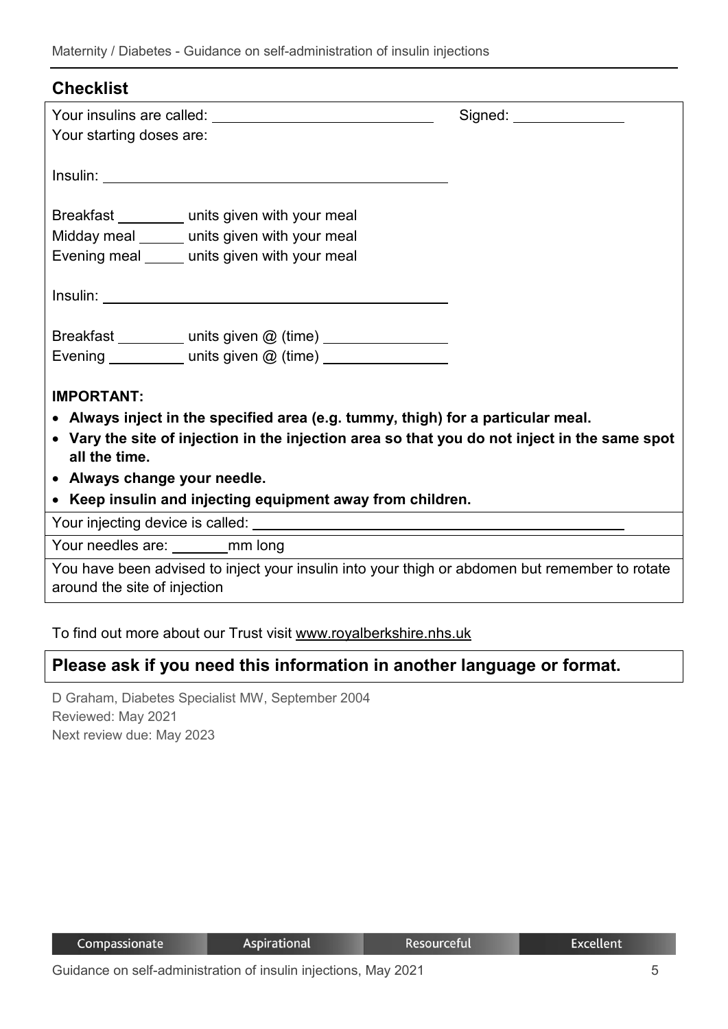## Checklist

Your insulins are called: ____________________________ Signed: ______________

Your starting doses are:

Insulin: ____________________________________________

Breakfast _________ units given with your meal

Midday meal ______ units given with your meal

Evening meal _____ units given with your meal

Insulin: ____________________________________________

Breakfast _________ units given @ (time) _______________

Evening __________ units given @ (time) _______________

**IMPORTANT:**

- **Always inject in the specified area (e.g. tummy, thigh) for a particular meal.**
- **Vary the site of injection in the injection area so that you do not inject in the same spot all the time.**
- **Always change your needle.**
- **Keep insulin and injecting equipment away from children.**

Your injecting device is called: ________________________________________________

Your needles are: _______mm long

You have been advised to inject your insulin into your thigh or abdomen but remember to rotate around the site of injection

To find out more about our Trust visit www.royalberkshire.nhs.uk

**Please ask if you need this information in another language or format.**

D Graham, Diabetes Specialist MW, September 2004

Reviewed: May 2021

Next review due: May 2023

Compassionate | Aspirational | Resourceful | Excellent